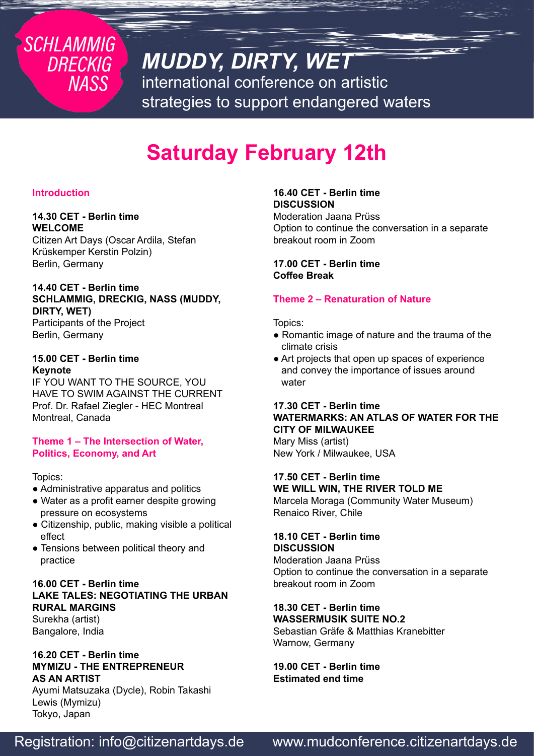SCHLAMMIG DRECKIG NASS

# MUDDY, DIRTY, WET

international conference on artistic strategies to support endangered waters

## Saturday February 12th

### Introduction

**14.30 CET - Berlin time**
**WELCOME**
Citizen Art Days (Oscar Ardila, Stefan Krüskemper Kerstin Polzin)
Berlin, Germany

**14.40 CET - Berlin time**
**SCHLAMMIG, DRECKIG, NASS (MUDDY, DIRTY, WET)**
Participants of the Project
Berlin, Germany

**15.00 CET - Berlin time**
**Keynote**
IF YOU WANT TO THE SOURCE, YOU HAVE TO SWIM AGAINST THE CURRENT
Prof. Dr. Rafael Ziegler - HEC Montreal
Montreal, Canada

### Theme 1 – The Intersection of Water, Politics, Economy, and Art

Topics:

- Administrative apparatus and politics
- Water as a profit earner despite growing pressure on ecosystems
- Citizenship, public, making visible a political effect
- Tensions between political theory and practice

**16.00 CET - Berlin time**
**LAKE TALES: NEGOTIATING THE URBAN RURAL MARGINS**
Surekha (artist)
Bangalore, India

**16.20 CET - Berlin time**
**MYMIZU - THE ENTREPRENEUR AS AN ARTIST**
Ayumi Matsuzaka (Dycle), Robin Takashi Lewis (Mymizu)
Tokyo, Japan

**16.40 CET - Berlin time**
**DISCUSSION**
Moderation Jaana Prüss
Option to continue the conversation in a separate breakout room in Zoom

**17.00 CET - Berlin time**
**Coffee Break**

### Theme 2 – Renaturation of Nature

Topics:

- Romantic image of nature and the trauma of the climate crisis
- Art projects that open up spaces of experience and convey the importance of issues around water

**17.30 CET - Berlin time**
**WATERMARKS: AN ATLAS OF WATER FOR THE CITY OF MILWAUKEE**
Mary Miss (artist)
New York / Milwaukee, USA

**17.50 CET - Berlin time**
**WE WILL WIN, THE RIVER TOLD ME**
Marcela Moraga (Community Water Museum)
Renaico River, Chile

**18.10 CET - Berlin time**
**DISCUSSION**
Moderation Jaana Prüss
Option to continue the conversation in a separate breakout room in Zoom

**18.30 CET - Berlin time**
**WASSERMUSIK SUITE NO.2**
Sebastian Gräfe & Matthias Kranebitter
Warnow, Germany

**19.00 CET - Berlin time**
**Estimated end time**

Registration: info@citizenartdays.de www.mudconference.citizenartdays.de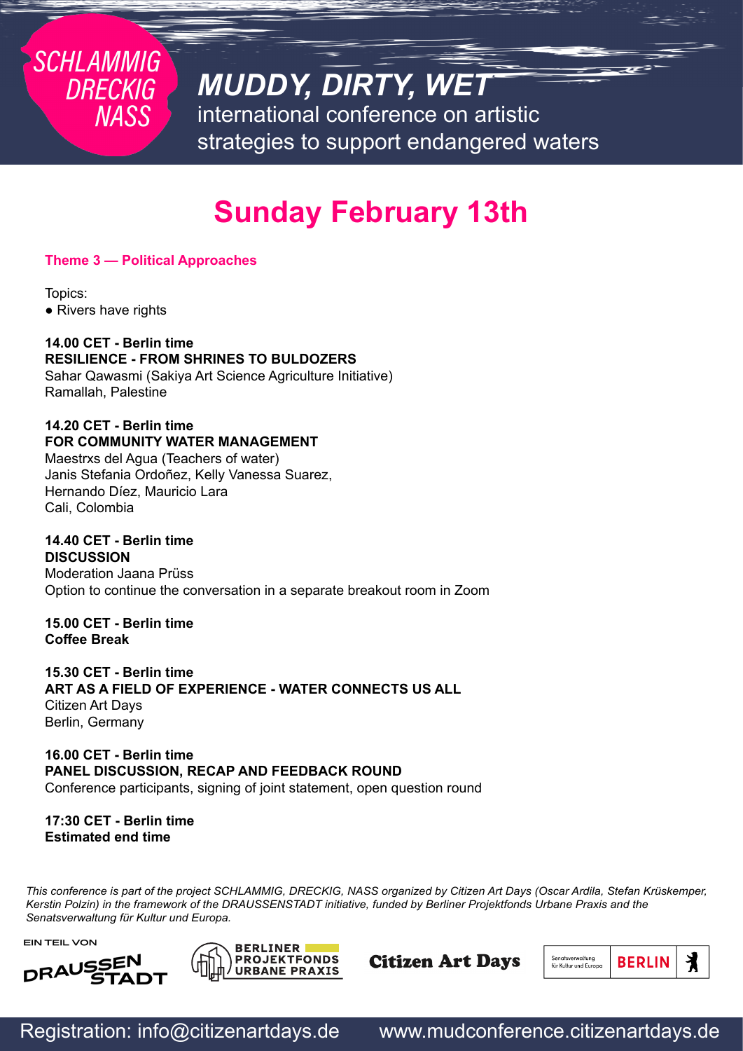SCHLAMMIG DRECKIG NASS

# MUDDY, DIRTY, WET

international conference on artistic strategies to support endangered waters

## Sunday February 13th

### Theme 3 — Political Approaches

Topics:

- Rivers have rights

**14.00 CET - Berlin time**
**RESILIENCE - FROM SHRINES TO BULDOZERS**
Sahar Qawasmi (Sakiya Art Science Agriculture Initiative)
Ramallah, Palestine

**14.20 CET - Berlin time**
**FOR COMMUNITY WATER MANAGEMENT**
Maestrxs del Agua (Teachers of water)
Janis Stefania Ordoñez, Kelly Vanessa Suarez,
Hernando Díez, Mauricio Lara
Cali, Colombia

**14.40 CET - Berlin time**
**DISCUSSION**
Moderation Jaana Prüss
Option to continue the conversation in a separate breakout room in Zoom

**15.00 CET - Berlin time**
**Coffee Break**

**15.30 CET - Berlin time**
**ART AS A FIELD OF EXPERIENCE - WATER CONNECTS US ALL**
Citizen Art Days
Berlin, Germany

**16.00 CET - Berlin time**
**PANEL DISCUSSION, RECAP AND FEEDBACK ROUND**
Conference participants, signing of joint statement, open question round

**17:30 CET - Berlin time**
**Estimated end time**

*This conference is part of the project SCHLAMMIG, DRECKIG, NASS organized by Citizen Art Days (Oscar Ardila, Stefan Krüskemper, Kerstin Polzin) in the framework of the DRAUSSENSTADT initiative, funded by Berliner Projektfonds Urbane Praxis and the Senatsverwaltung für Kultur und Europa.*

EIN TEIL VON DRAUSSENSTADT — BERLINER PROJEKTFONDS URBANE PRAXIS — Citizen Art Days — Senatsverwaltung für Kultur und Europa BERLIN

Registration: info@citizenartdays.de www.mudconference.citizenartdays.de